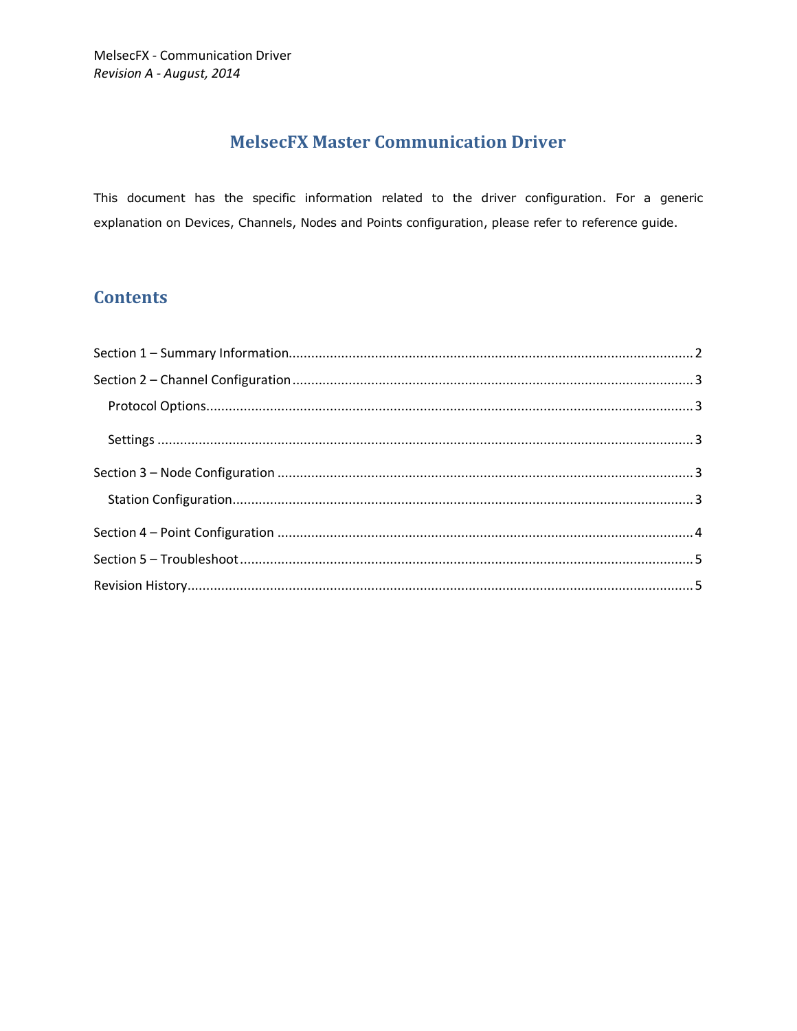MelsecFX - Communication Driver
*Revision A - August, 2014*

# MelsecFX Master Communication Driver

This document has the specific information related to the driver configuration. For a generic explanation on Devices, Channels, Nodes and Points configuration, please refer to reference guide.

## Contents

Section 1 – Summary Information.......................................................................................................... 2

Section 2 – Channel Configuration ......................................................................................................... 3

- Protocol Options................................................................................................................................ 3
- Settings ............................................................................................................................................ 3

Section 3 – Node Configuration ............................................................................................................. 3

- Station Configuration......................................................................................................................... 3

Section 4 – Point Configuration ............................................................................................................. 4

Section 5 – Troubleshoot ....................................................................................................................... 5

Revision History...................................................................................................................................... 5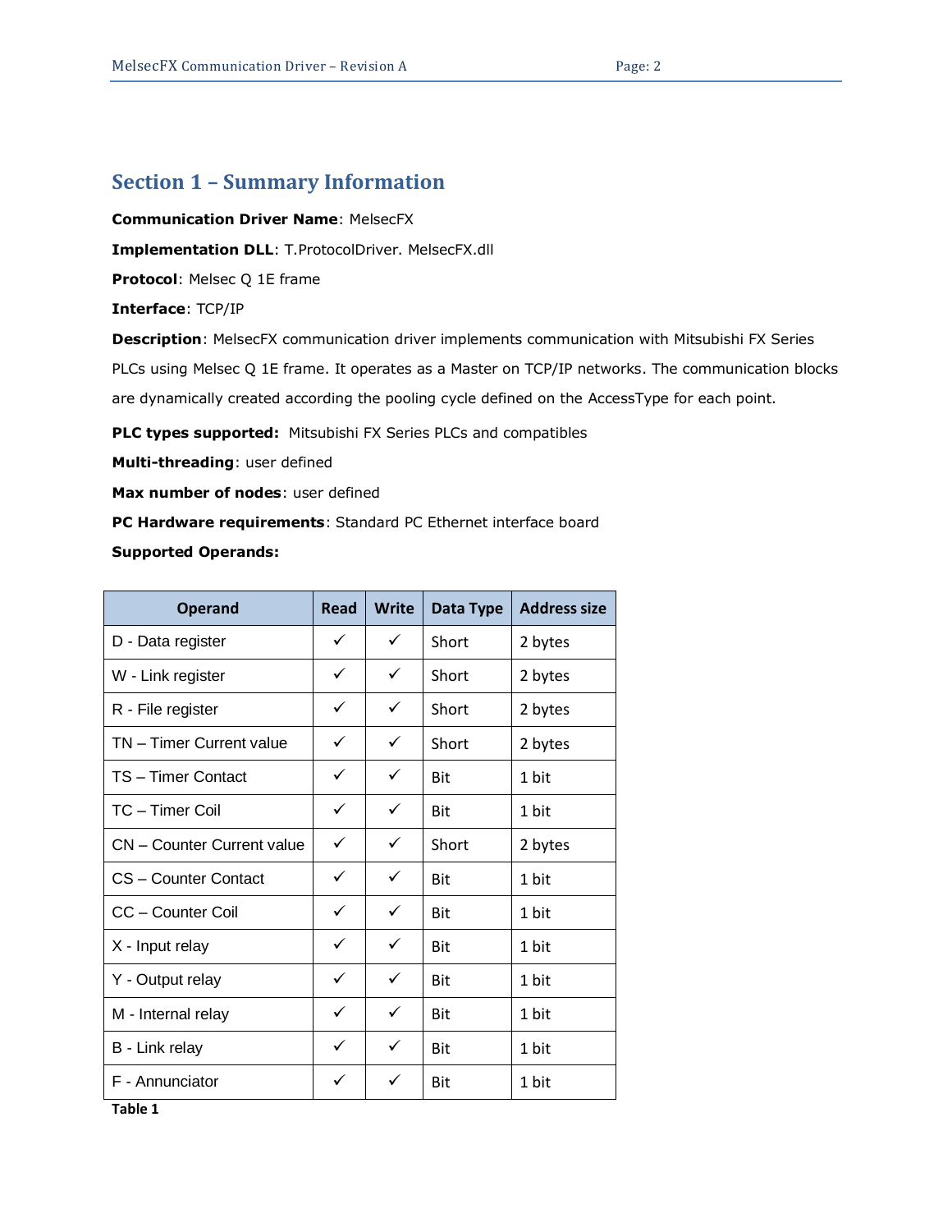## Section 1 – Summary Information

**Communication Driver Name**: MelsecFX

**Implementation DLL**: T.ProtocolDriver. MelsecFX.dll

**Protocol**: Melsec Q 1E frame

**Interface**: TCP/IP

**Description**: MelsecFX communication driver implements communication with Mitsubishi FX Series PLCs using Melsec Q 1E frame. It operates as a Master on TCP/IP networks. The communication blocks are dynamically created according the pooling cycle defined on the AccessType for each point.

**PLC types supported:** Mitsubishi FX Series PLCs and compatibles

**Multi-threading**: user defined

**Max number of nodes**: user defined

**PC Hardware requirements**: Standard PC Ethernet interface board

**Supported Operands:**

| Operand | Read | Write | Data Type | Address size |
|---|---|---|---|---|
| D - Data register | ✓ | ✓ | Short | 2 bytes |
| W - Link register | ✓ | ✓ | Short | 2 bytes |
| R - File register | ✓ | ✓ | Short | 2 bytes |
| TN – Timer Current value | ✓ | ✓ | Short | 2 bytes |
| TS – Timer Contact | ✓ | ✓ | Bit | 1 bit |
| TC – Timer Coil | ✓ | ✓ | Bit | 1 bit |
| CN – Counter Current value | ✓ | ✓ | Short | 2 bytes |
| CS – Counter Contact | ✓ | ✓ | Bit | 1 bit |
| CC – Counter Coil | ✓ | ✓ | Bit | 1 bit |
| X - Input relay | ✓ | ✓ | Bit | 1 bit |
| Y - Output relay | ✓ | ✓ | Bit | 1 bit |
| M - Internal relay | ✓ | ✓ | Bit | 1 bit |
| B - Link relay | ✓ | ✓ | Bit | 1 bit |
| F - Annunciator | ✓ | ✓ | Bit | 1 bit |

**Table 1**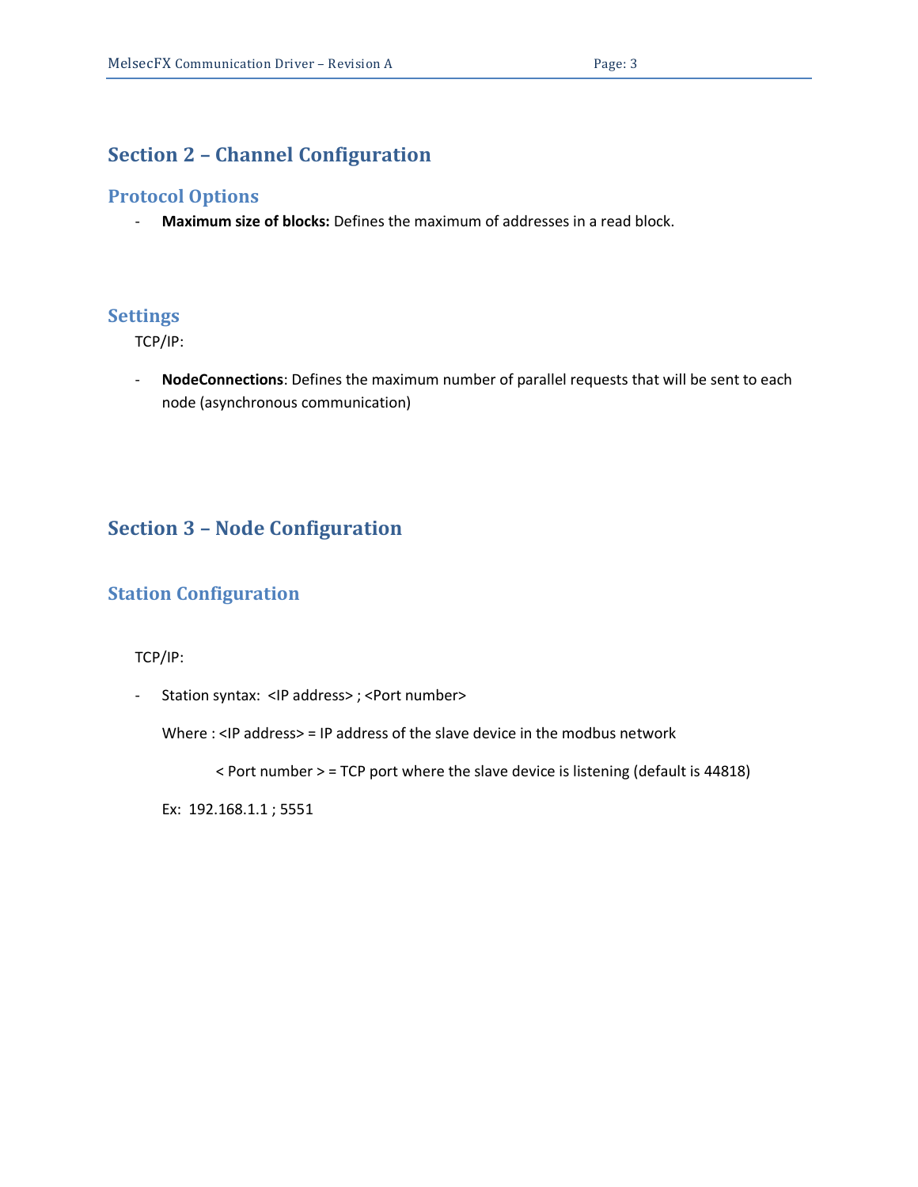## Section 2 – Channel Configuration

### Protocol Options

- **Maximum size of blocks:** Defines the maximum of addresses in a read block.

### Settings

TCP/IP:

- **NodeConnections**: Defines the maximum number of parallel requests that will be sent to each node (asynchronous communication)

## Section 3 – Node Configuration

### Station Configuration

TCP/IP:

- Station syntax: <IP address> ; <Port number>

  Where : <IP address> = IP address of the slave device in the modbus network

  < Port number > = TCP port where the slave device is listening (default is 44818)

  Ex: 192.168.1.1 ; 5551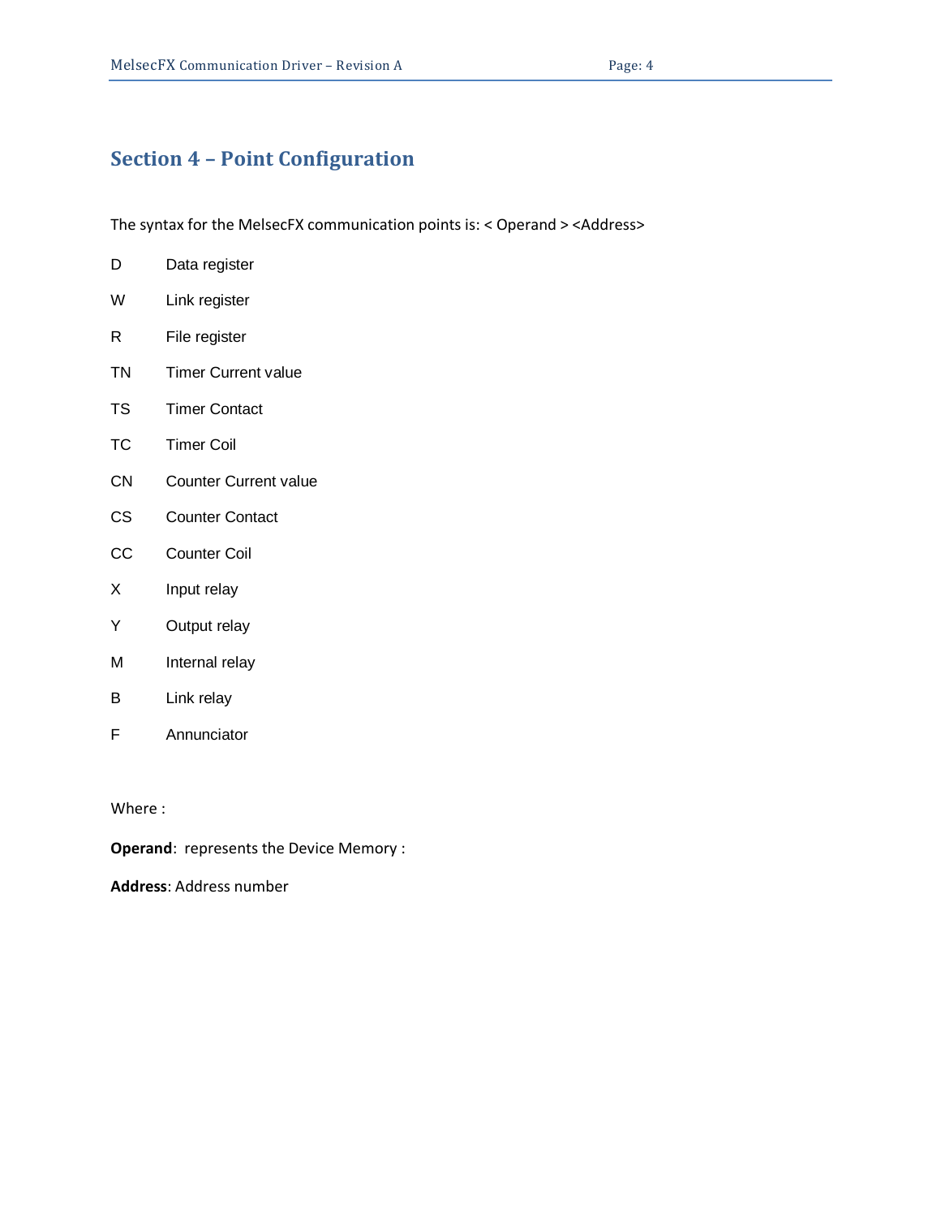## Section 4 – Point Configuration

The syntax for the MelsecFX communication points is: < Operand > <Address>

| | |
|---|---|
| D | Data register |
| W | Link register |
| R | File register |
| TN | Timer Current value |
| TS | Timer Contact |
| TC | Timer Coil |
| CN | Counter Current value |
| CS | Counter Contact |
| CC | Counter Coil |
| X | Input relay |
| Y | Output relay |
| M | Internal relay |
| B | Link relay |
| F | Annunciator |

Where :

**Operand**: represents the Device Memory :

**Address**: Address number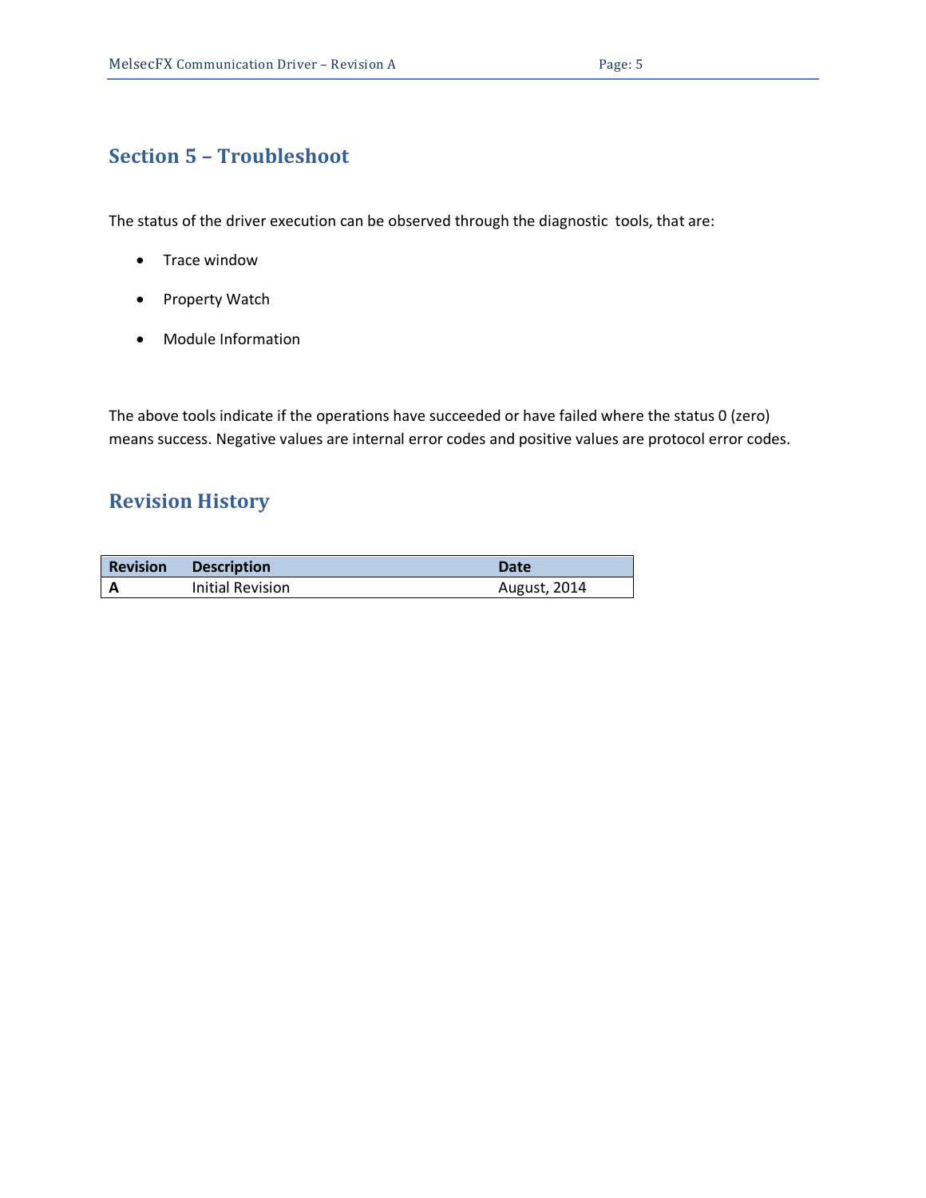## Section 5 – Troubleshoot

The status of the driver execution can be observed through the diagnostic tools, that are:

- Trace window
- Property Watch
- Module Information

The above tools indicate if the operations have succeeded or have failed where the status 0 (zero) means success. Negative values are internal error codes and positive values are protocol error codes.

## Revision History

| Revision | Description | Date |
|---|---|---|
| **A** | Initial Revision | August, 2014 |